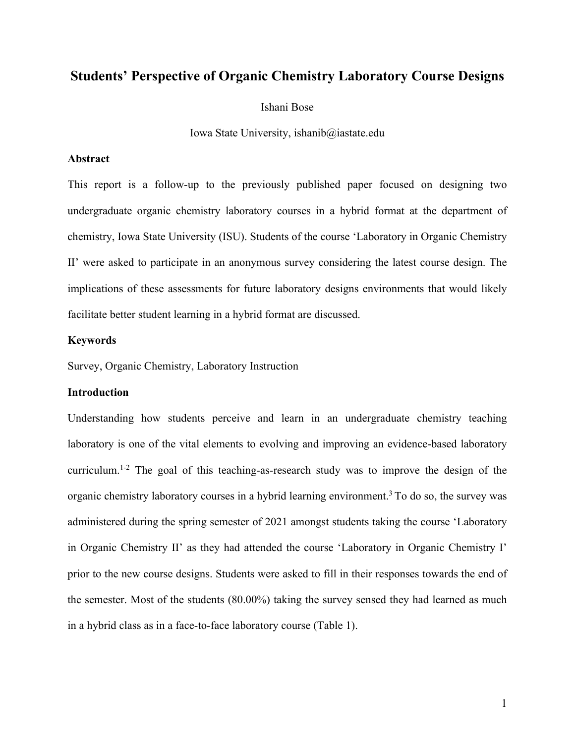# Students' Perspective of Organic Chemistry Laboratory Course Designs

Ishani Bose

Iowa State University, ishanib@iastate.edu

## Abstract

This report is a follow-up to the previously published paper focused on designing two undergraduate organic chemistry laboratory courses in a hybrid format at the department of chemistry, Iowa State University (ISU). Students of the course 'Laboratory in Organic Chemistry II' were asked to participate in an anonymous survey considering the latest course design. The implications of these assessments for future laboratory designs environments that would likely facilitate better student learning in a hybrid format are discussed.

## Keywords

Survey, Organic Chemistry, Laboratory Instruction

## Introduction

Understanding how students perceive and learn in an undergraduate chemistry teaching laboratory is one of the vital elements to evolving and improving an evidence-based laboratory curriculum.[1-2] The goal of this teaching-as-research study was to improve the design of the organic chemistry laboratory courses in a hybrid learning environment.[3] To do so, the survey was administered during the spring semester of 2021 amongst students taking the course 'Laboratory in Organic Chemistry II' as they had attended the course 'Laboratory in Organic Chemistry I' prior to the new course designs. Students were asked to fill in their responses towards the end of the semester. Most of the students (80.00%) taking the survey sensed they had learned as much in a hybrid class as in a face-to-face laboratory course (Table 1).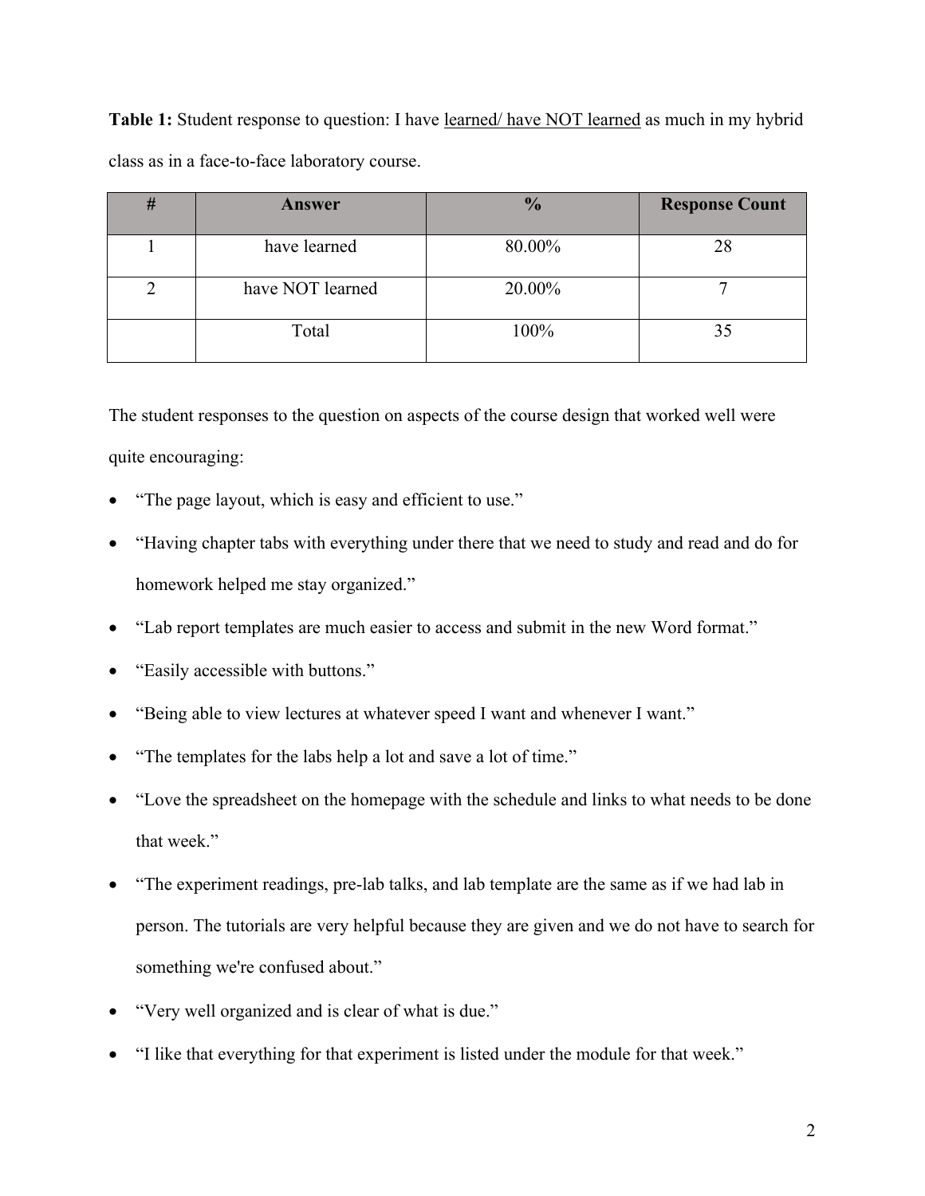**Table 1:** Student response to question: I have learned/ have NOT learned as much in my hybrid class as in a face-to-face laboratory course.

| # | Answer | % | Response Count |
|---|---|---|---|
| 1 | have learned | 80.00% | 28 |
| 2 | have NOT learned | 20.00% | 7 |
| | Total | 100% | 35 |

The student responses to the question on aspects of the course design that worked well were quite encouraging:

- "The page layout, which is easy and efficient to use."
- "Having chapter tabs with everything under there that we need to study and read and do for homework helped me stay organized."
- "Lab report templates are much easier to access and submit in the new Word format."
- "Easily accessible with buttons."
- "Being able to view lectures at whatever speed I want and whenever I want."
- "The templates for the labs help a lot and save a lot of time."
- "Love the spreadsheet on the homepage with the schedule and links to what needs to be done that week."
- "The experiment readings, pre-lab talks, and lab template are the same as if we had lab in person. The tutorials are very helpful because they are given and we do not have to search for something we're confused about."
- "Very well organized and is clear of what is due."
- "I like that everything for that experiment is listed under the module for that week."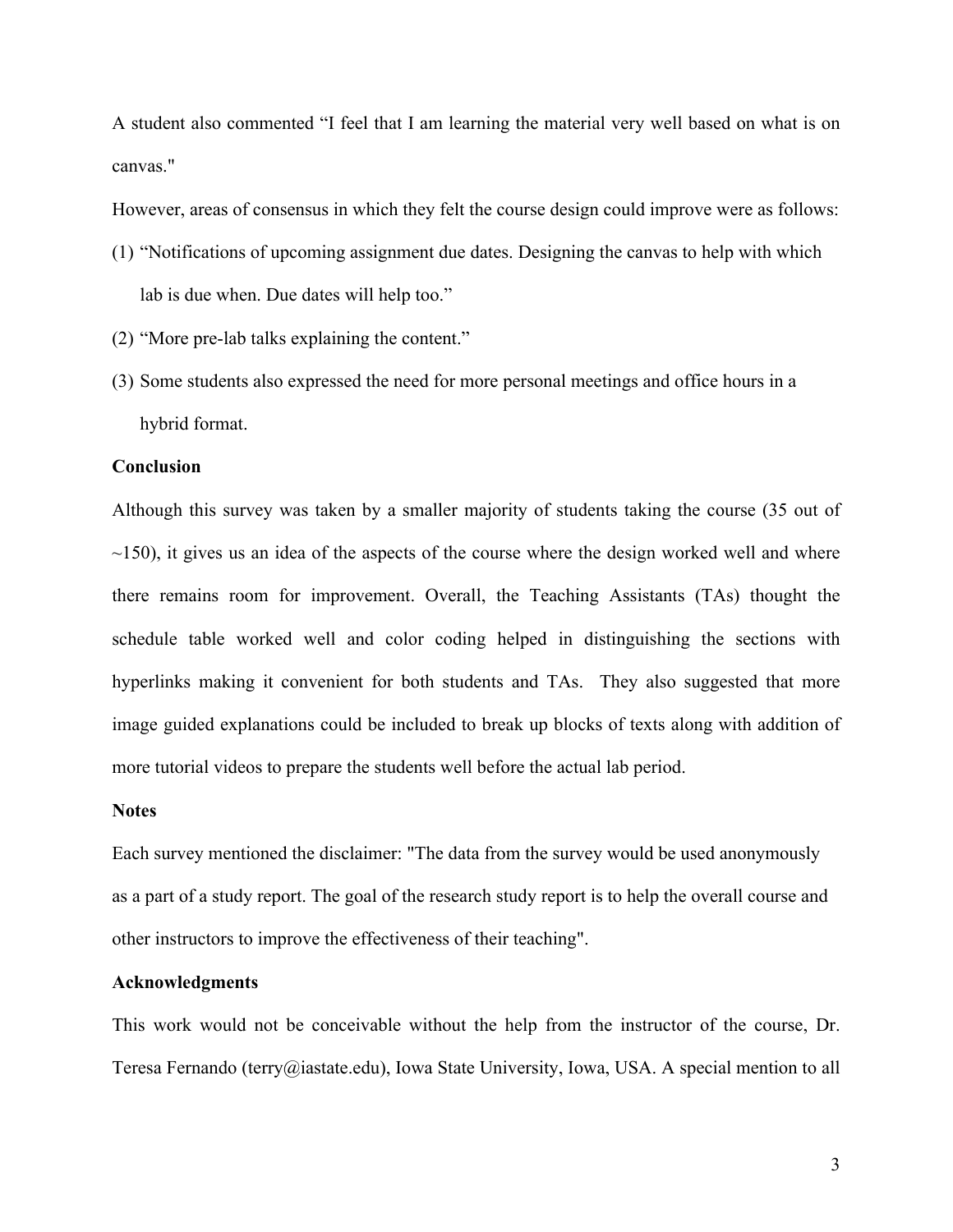A student also commented "I feel that I am learning the material very well based on what is on canvas."

However, areas of consensus in which they felt the course design could improve were as follows:

(1) "Notifications of upcoming assignment due dates. Designing the canvas to help with which lab is due when. Due dates will help too."

(2) "More pre-lab talks explaining the content."

(3) Some students also expressed the need for more personal meetings and office hours in a hybrid format.

**Conclusion**

Although this survey was taken by a smaller majority of students taking the course (35 out of ~150), it gives us an idea of the aspects of the course where the design worked well and where there remains room for improvement. Overall, the Teaching Assistants (TAs) thought the schedule table worked well and color coding helped in distinguishing the sections with hyperlinks making it convenient for both students and TAs. They also suggested that more image guided explanations could be included to break up blocks of texts along with addition of more tutorial videos to prepare the students well before the actual lab period.

**Notes**

Each survey mentioned the disclaimer: "The data from the survey would be used anonymously as a part of a study report. The goal of the research study report is to help the overall course and other instructors to improve the effectiveness of their teaching".

**Acknowledgments**

This work would not be conceivable without the help from the instructor of the course, Dr. Teresa Fernando (terry@iastate.edu), Iowa State University, Iowa, USA. A special mention to all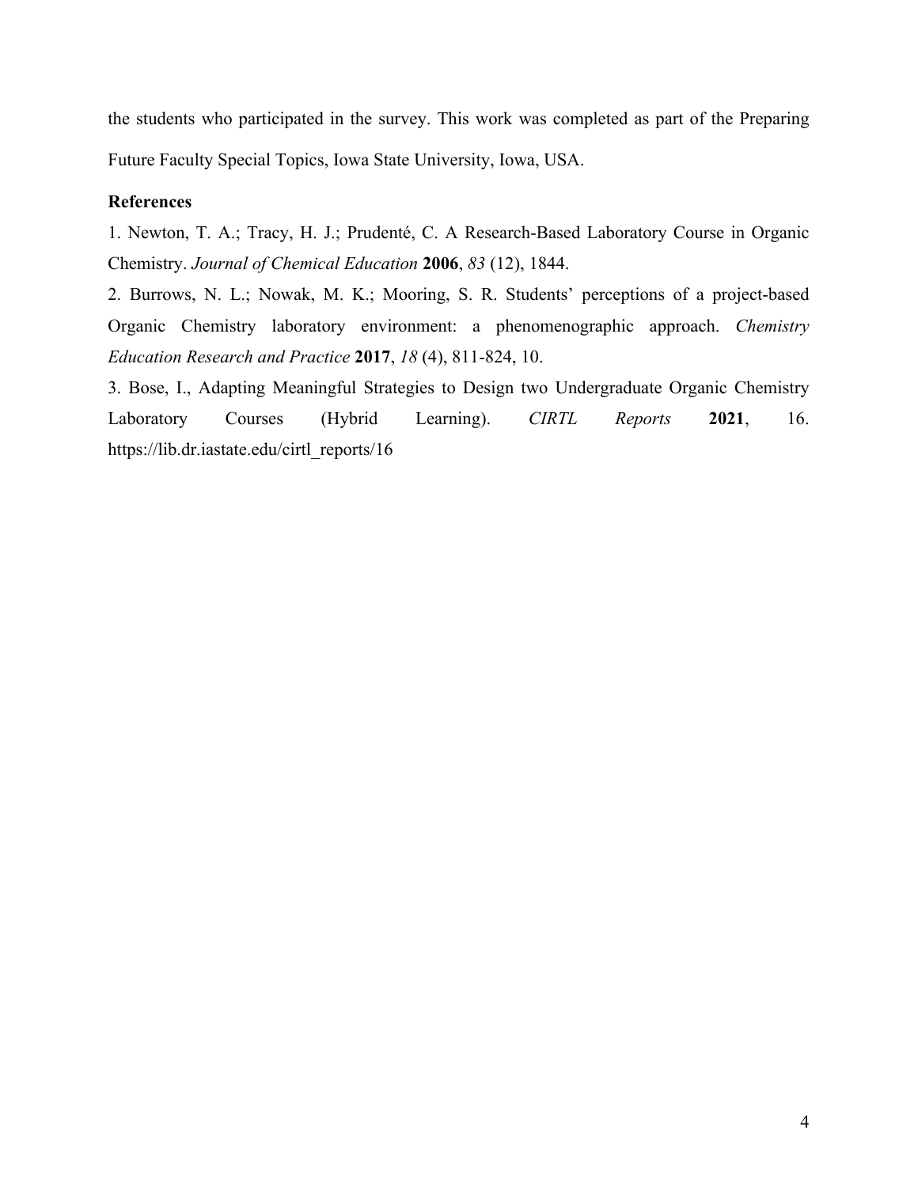the students who participated in the survey. This work was completed as part of the Preparing Future Faculty Special Topics, Iowa State University, Iowa, USA.

**References**

1. Newton, T. A.; Tracy, H. J.; Prudenté, C. A Research-Based Laboratory Course in Organic Chemistry. *Journal of Chemical Education* **2006**, *83* (12), 1844.

2. Burrows, N. L.; Nowak, M. K.; Mooring, S. R. Students' perceptions of a project-based Organic Chemistry laboratory environment: a phenomenographic approach. *Chemistry Education Research and Practice* **2017**, *18* (4), 811-824, 10.

3. Bose, I., Adapting Meaningful Strategies to Design two Undergraduate Organic Chemistry Laboratory Courses (Hybrid Learning). *CIRTL Reports* **2021**, 16. https://lib.dr.iastate.edu/cirtl_reports/16